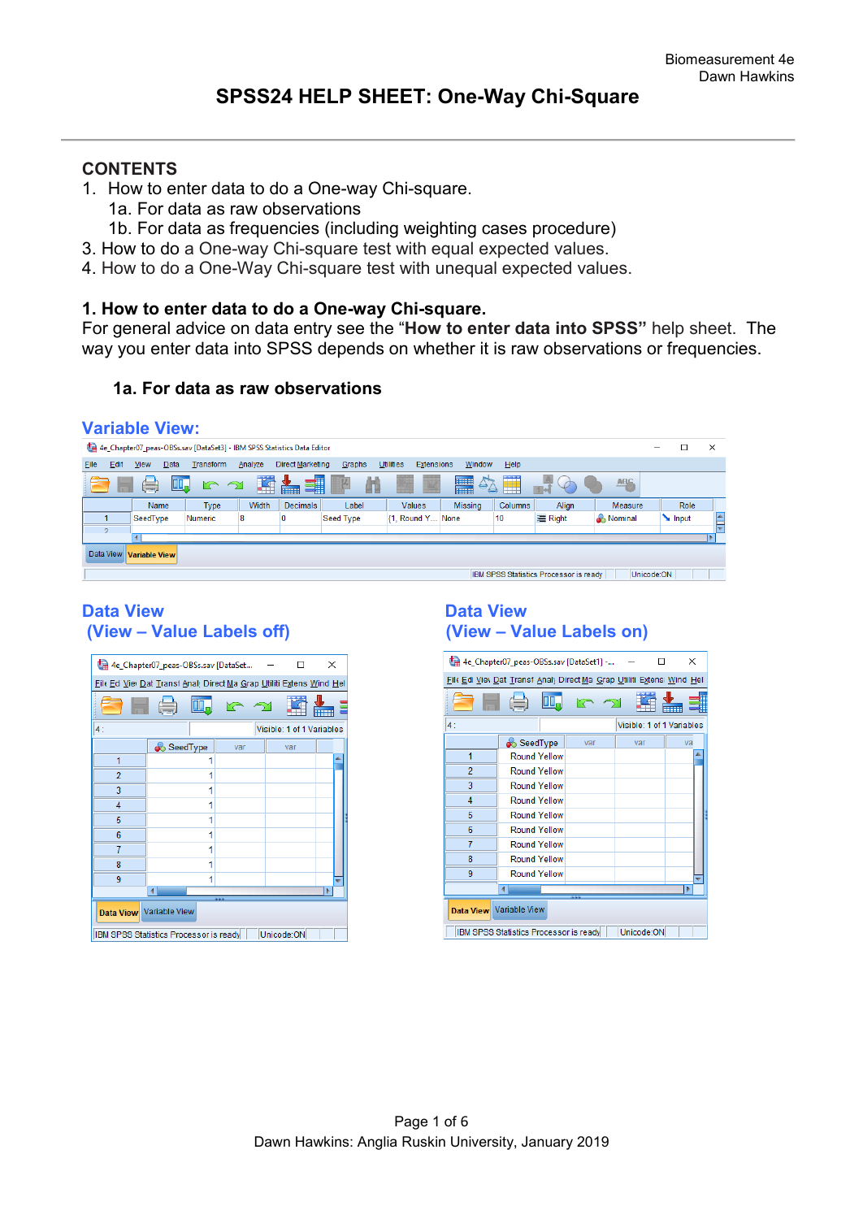# SPSS24 HELP SHEET: One-Way Chi-Square

## CONTENTS

1. How to enter data to do a One-way Chi-square.
   1a. For data as raw observations
   1b. For data as frequencies (including weighting cases procedure)
3. How to do a One-way Chi-square test with equal expected values.
4. How to do a One-Way Chi-square test with unequal expected values.

## 1. How to enter data to do a One-way Chi-square.

For general advice on data entry see the "**How to enter data into SPSS"** help sheet. The way you enter data into SPSS depends on whether it is raw observations or frequencies.

### 1a. For data as raw observations

**Variable View:**

**Data View (View – Value Labels off)**

**Data View (View – Value Labels on)**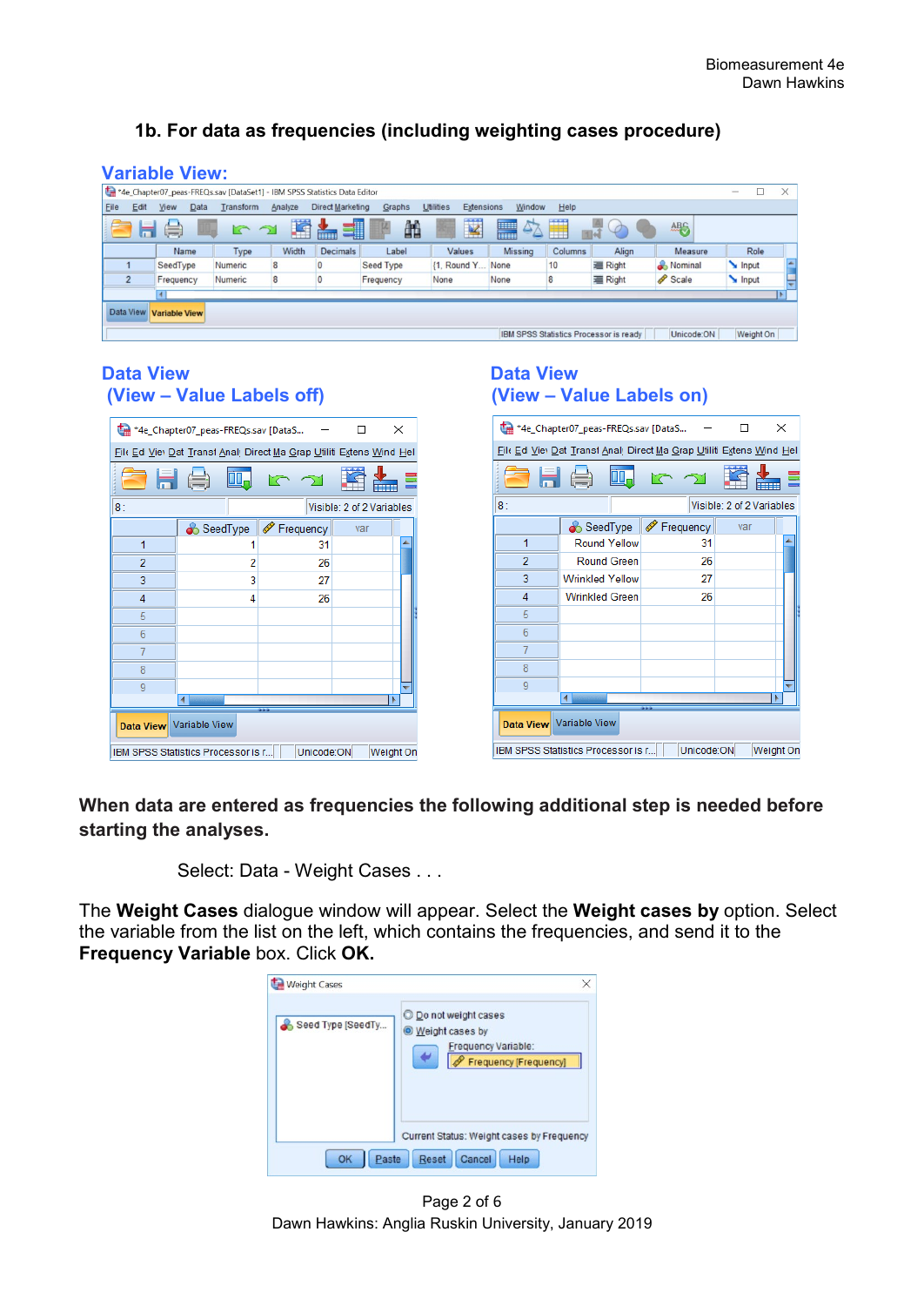## 1b. For data as frequencies (including weighting cases procedure)

### Variable View:

| | Name | Type | Width | Decimals | Label | Values | Missing | Columns | Align | Measure | Role |
|---|---|---|---|---|---|---|---|---|---|---|---|
| 1 | SeedType | Numeric | 8 | 0 | Seed Type | {1, Round Y... | None | 10 | Right | Nominal | Input |
| 2 | Frequency | Numeric | 8 | 0 | Frequency | None | None | 8 | Right | Scale | Input |

### Data View (View – Value Labels off)

| | SeedType | Frequency |
|---|---|---|
| 1 | 1 | 31 |
| 2 | 2 | 26 |
| 3 | 3 | 27 |
| 4 | 4 | 26 |

### Data View (View – Value Labels on)

| | SeedType | Frequency |
|---|---|---|
| 1 | Round Yellow | 31 |
| 2 | Round Green | 26 |
| 3 | Wrinkled Yellow | 27 |
| 4 | Wrinkled Green | 26 |

**When data are entered as frequencies the following additional step is needed before starting the analyses.**

Select: Data - Weight Cases . . .

The **Weight Cases** dialogue window will appear. Select the **Weight cases by** option. Select the variable from the list on the left, which contains the frequencies, and send it to the **Frequency Variable** box. Click **OK.**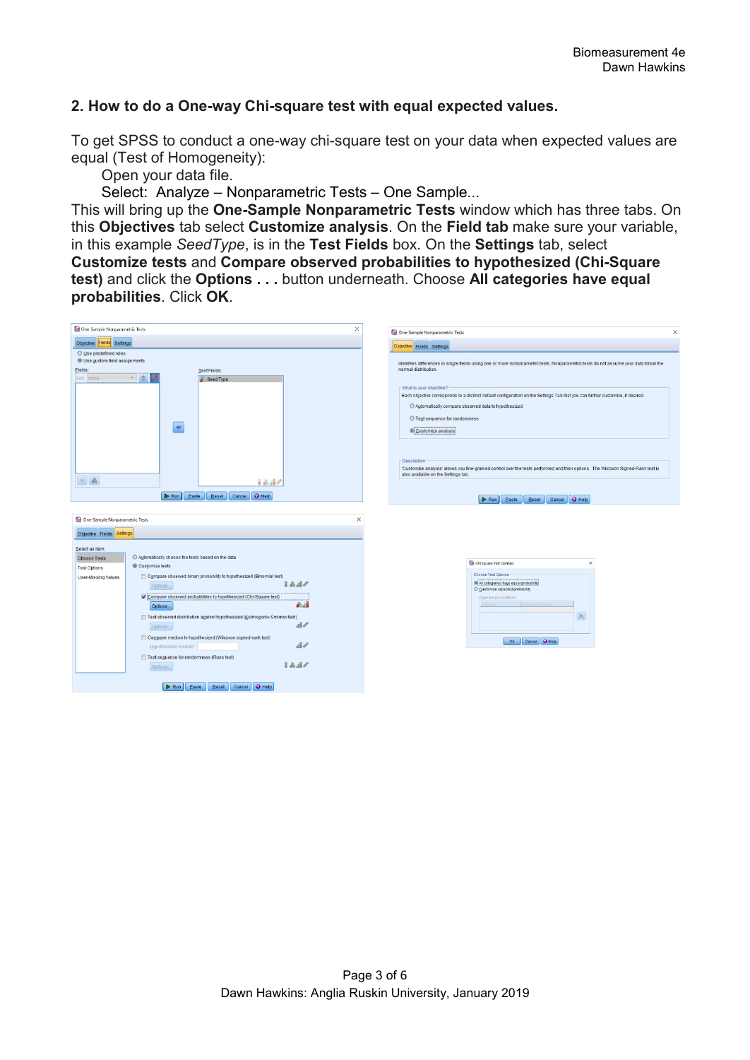## 2. How to do a One-way Chi-square test with equal expected values.

To get SPSS to conduct a one-way chi-square test on your data when expected values are equal (Test of Homogeneity):

Open your data file.

Select: Analyze – Nonparametric Tests – One Sample...

This will bring up the **One-Sample Nonparametric Tests** window which has three tabs. On this **Objectives** tab select **Customize analysis**. On the **Field tab** make sure your variable, in this example *SeedType*, is in the **Test Fields** box. On the **Settings** tab, select **Customize tests** and **Compare observed probabilities to hypothesized (Chi-Square test)** and click the **Options . . .** button underneath. Choose **All categories have equal probabilities**. Click **OK**.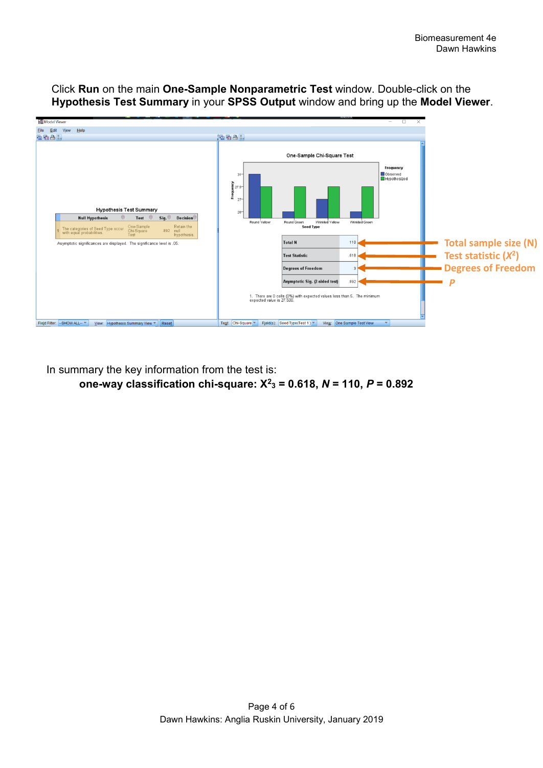Click **Run** on the main **One-Sample Nonparametric Test** window. Double-click on the **Hypothesis Test Summary** in your **SPSS Output** window and bring up the **Model Viewer**.

**Hypothesis Test Summary**

|  | Null Hypothesis | Test | Sig. | Decision |
|---|---|---|---|---|
| 1 | The categories of Seed Type occur with equal probabilities. | One-Sample Chi-Square Test | .892 | Retain the null hypothesis. |

Asymptotic significances are displayed. The significance level is .05.

**One-Sample Chi-Square Test**

| | |
|---|---|
| Total N | 110 |
| Test Statistic | .618 |
| Degrees of Freedom | 3 |
| Asymptotic Sig. (2-sided test) | .892 |

1. There are 0 cells (0%) with expected values less than 5. The minimum expected value is 27.500.

Total sample size (N)

Test statistic ($X^2$)

Degrees of Freedom

*P*

In summary the key information from the test is:

**one-way classification chi-square: $X^2_3 = 0.618$, $N = 110$, $P = 0.892$**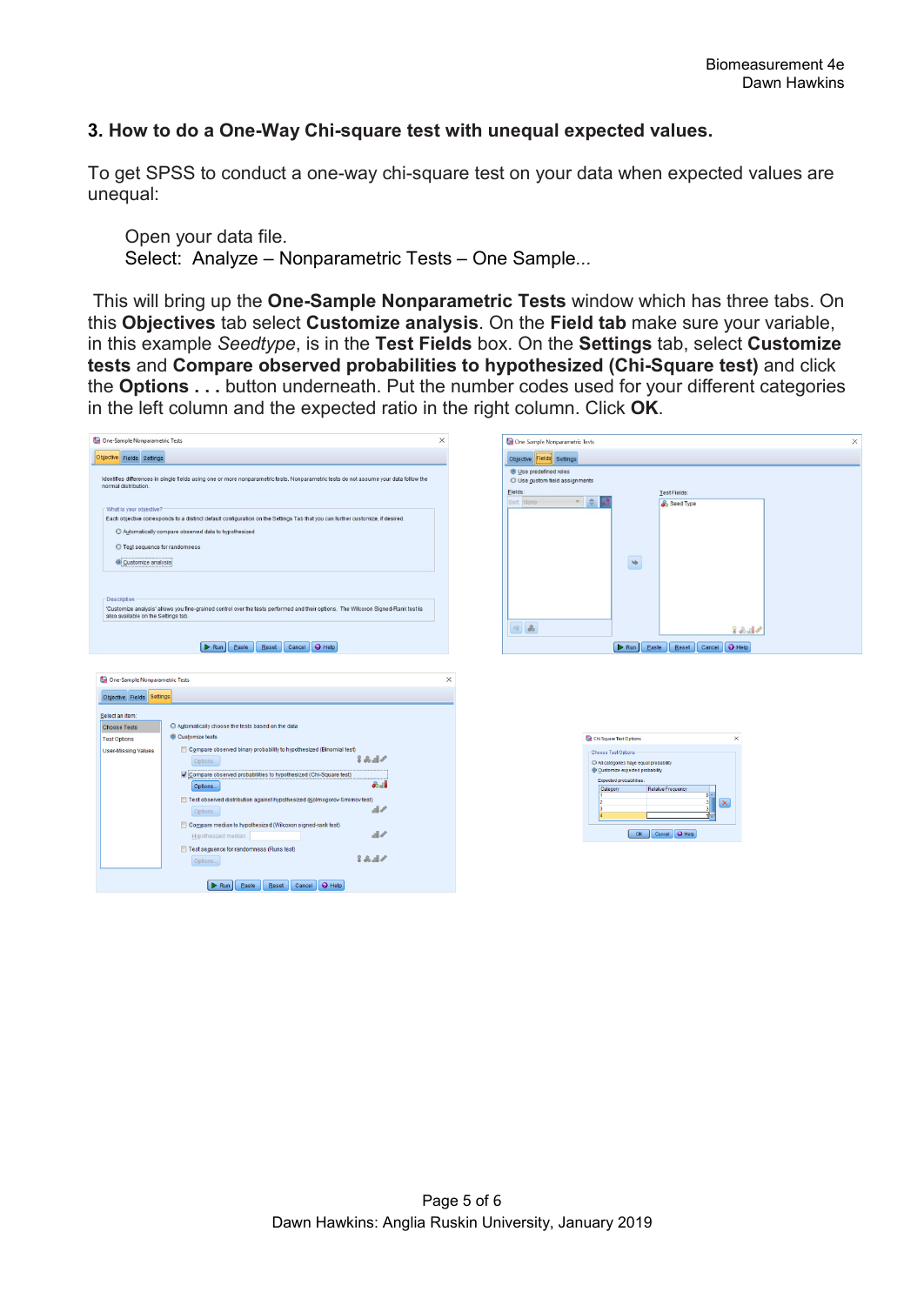### 3. How to do a One-Way Chi-square test with unequal expected values.

To get SPSS to conduct a one-way chi-square test on your data when expected values are unequal:

Open your data file.
Select: Analyze – Nonparametric Tests – One Sample...

This will bring up the **One-Sample Nonparametric Tests** window which has three tabs. On this **Objectives** tab select **Customize analysis**. On the **Field tab** make sure your variable, in this example *Seedtype*, is in the **Test Fields** box. On the **Settings** tab, select **Customize tests** and **Compare observed probabilities to hypothesized (Chi-Square test)** and click the **Options . . .** button underneath. Put the number codes used for your different categories in the left column and the expected ratio in the right column. Click **OK**.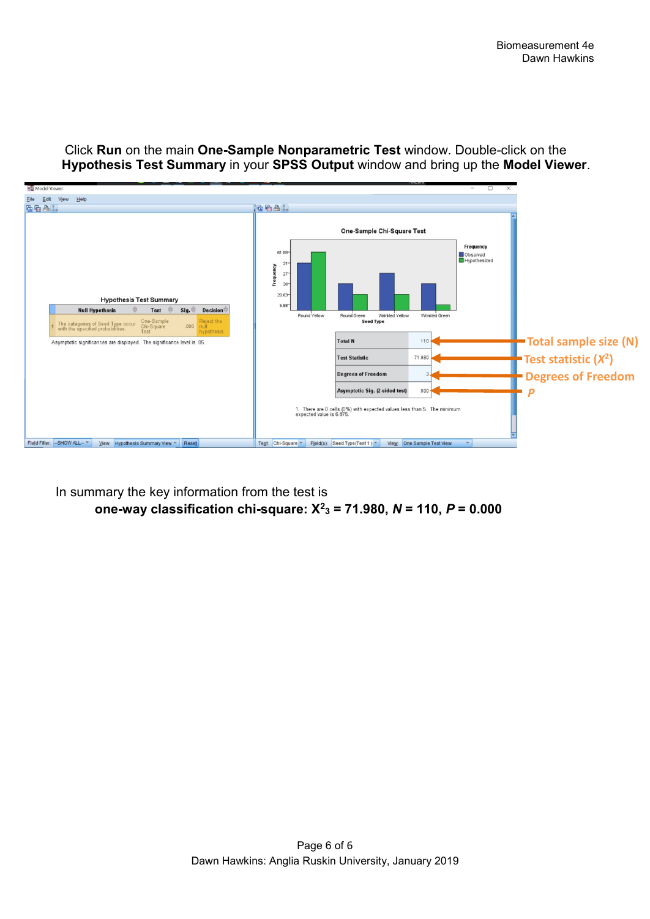Click **Run** on the main **One-Sample Nonparametric Test** window. Double-click on the **Hypothesis Test Summary** in your **SPSS Output** window and bring up the **Model Viewer**.

Model Viewer

File Edit View Help

Hypothesis Test Summary

| | Null Hypothesis | Test | Sig. | Decision |
|---|---|---|---|---|
| 1 | The categories of Seed Type occur with the specified probabilities. | One-Sample Chi-Square Test | .000 | Reject the null hypothesis. |

Asymptotic significances are displayed. The significance level is .05.

One-Sample Chi-Square Test

Frequency

Observed

Hypothesized

61.88

31

27

26

20.63

6.88

Round Yellow

Round Green

Wrinkled Yellow

Wrinkled Green

Seed Type

| | |
|---|---|
| Total N | 110 |
| Test Statistic | 71.980 |
| Degrees of Freedom | 3 |
| Asymptotic Sig. (2-sided test) | .000 |

1. There are 0 cells (0%) with expected values less than 5. The minimum expected value is 6.875.

Total sample size (N)

Test statistic ($X^2$)

Degrees of Freedom

*P*

Field Filter: --SHOW ALL-- View: Hypothesis Summary View Reset

Test: Chi-Square Field(s): Seed Type(Test 1) View: One Sample Test View

In summary the key information from the test is

**one-way classification chi-square: $X^2_3 = 71.980$, $N = 110$, $P = 0.000$**